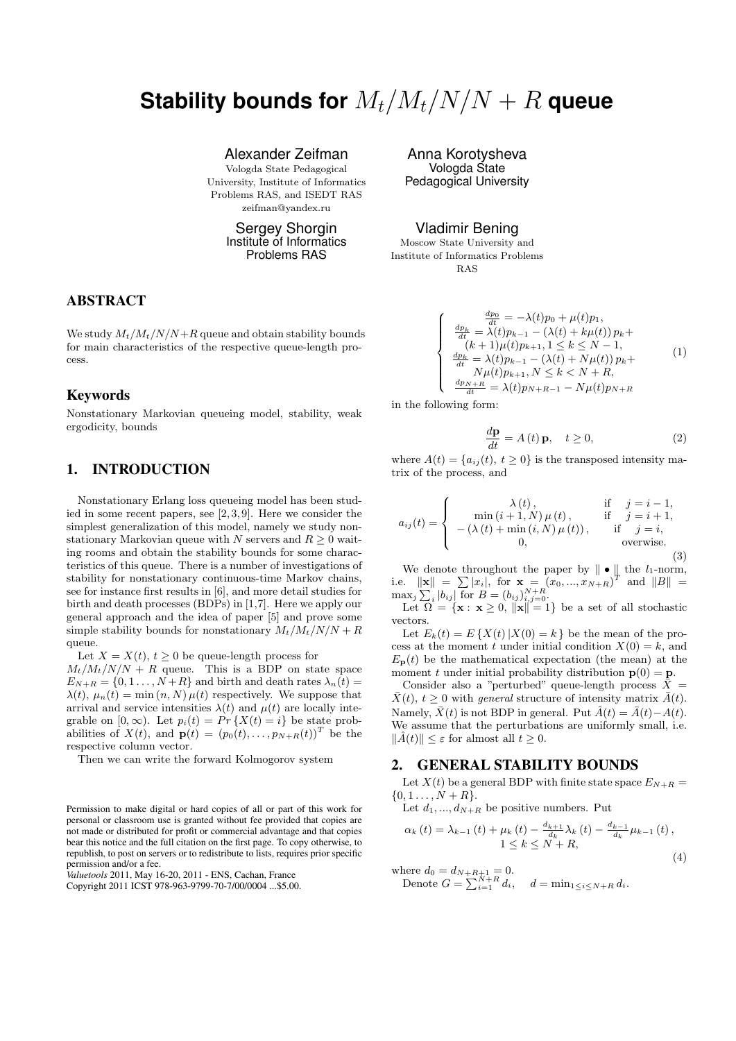# Stability bounds for $M_t/M_t/N/N+R$ queue

Alexander Zeifman
Vologda State Pedagogical University, Institute of Informatics Problems RAS, and ISEDT RAS
zeifman@yandex.ru

Anna Korotysheva
Vologda State Pedagogical University

Sergey Shorgin
Institute of Informatics Problems RAS

Vladimir Bening
Moscow State University and Institute of Informatics Problems RAS

## ABSTRACT

We study $M_t/M_t/N/N+R$ queue and obtain stability bounds for main characteristics of the respective queue-length process.

## Keywords

Nonstationary Markovian queueing model, stability, weak ergodicity, bounds

## 1. INTRODUCTION

Nonstationary Erlang loss queueing model has been studied in some recent papers, see [2,3,9]. Here we consider the simplest generalization of this model, namely we study nonstationary Markovian queue with $N$ servers and $R \geq 0$ waiting rooms and obtain the stability bounds for some characteristics of this queue. There is a number of investigations of stability for nonstationary continuous-time Markov chains, see for instance first results in [6], and more detail studies for birth and death processes (BDPs) in [1,7]. Here we apply our general approach and the idea of paper [5] and prove some simple stability bounds for nonstationary $M_t/M_t/N/N+R$ queue.

Let $X = X(t)$, $t \geq 0$ be queue-length process for $M_t/M_t/N/N+R$ queue. This is a BDP on state space $E_{N+R} = \{0, 1 \ldots, N+R\}$ and birth and death rates $\lambda_n(t) = \lambda(t)$, $\mu_n(t) = \min(n, N)\,\mu(t)$ respectively. We suppose that arrival and service intensities $\lambda(t)$ and $\mu(t)$ are locally integrable on $[0, \infty)$. Let $p_i(t) = Pr\{X(t) = i\}$ be state probabilities of $X(t)$, and $\mathbf{p}(t) = (p_0(t), \ldots, p_{N+R}(t))^T$ be the respective column vector.

Then we can write the forward Kolmogorov system

$$
\left\{
\begin{array}{c}
\frac{dp_0}{dt} = -\lambda(t)p_0 + \mu(t)p_1, \\
\frac{dp_k}{dt} = \lambda(t)p_{k-1} - (\lambda(t) + k\mu(t))\, p_k + \\
(k+1)\mu(t)p_{k+1}, 1 \leq k \leq N-1, \\
\frac{dp_k}{dt} = \lambda(t)p_{k-1} - (\lambda(t) + N\mu(t))\, p_k + \\
N\mu(t)p_{k+1}, N \leq k < N+R, \\
\frac{dp_{N+R}}{dt} = \lambda(t)p_{N+R-1} - N\mu(t)p_{N+R}
\end{array}
\right. \tag{1}
$$

in the following form:

$$
\frac{d\mathbf{p}}{dt} = A\left(t\right)\mathbf{p}, \quad t \geq 0, \tag{2}
$$

where $A(t) = \{a_{ij}(t),\ t \geq 0\}$ is the transposed intensity matrix of the process, and

$$
a_{ij}(t) = \left\{
\begin{array}{cc}
\lambda\left(t\right), & \text{if} \quad j = i-1, \\
\min\left(i+1, N\right)\mu\left(t\right), & \text{if} \quad j = i+1, \\
-\left(\lambda\left(t\right) + \min\left(i, N\right)\mu\left(t\right)\right), & \text{if} \quad j = i, \\
0, & \text{overwise.}
\end{array}
\right. \tag{3}
$$

We denote throughout the paper by $\|\bullet\|$ the $l_1$-norm, i.e. $\|\mathbf{x}\| = \sum |x_i|$, for $\mathbf{x} = (x_0, ..., x_{N+R})^T$ and $\|B\| = \max_j \sum_i |b_{ij}|$ for $B = (b_{ij})_{i,j=0}^{N+R}$.

Let $\Omega = \{\mathbf{x} :\ \mathbf{x} \geq 0,\ \|\mathbf{x}\| = 1\}$ be a set of all stochastic vectors.

Let $E_k(t) = E\{X(t)\,|X(0) = k\}$ be the mean of the process at the moment $t$ under initial condition $X(0) = k$, and $E_{\mathbf{p}}(t)$ be the mathematical expectation (the mean) at the moment $t$ under initial probability distribution $\mathbf{p}(0) = \mathbf{p}$.

Consider also a "perturbed" queue-length process $\bar{X} = \bar{X}(t)$, $t \geq 0$ with *general* structure of intensity matrix $\bar{A}(t)$. Namely, $\bar{X}(t)$ is not BDP in general. Put $\hat{A}(t) = \bar{A}(t) - A(t)$. We assume that the perturbations are uniformly small, i.e. $\|\hat{A}(t)\| \leq \varepsilon$ for almost all $t \geq 0$.

## 2. GENERAL STABILITY BOUNDS

Let $X(t)$ be a general BDP with finite state space $E_{N+R} = \{0, 1 \ldots, N+R\}$.

Let $d_1, ..., d_{N+R}$ be positive numbers. Put

$$
\alpha_k\left(t\right) = \lambda_{k-1}\left(t\right) + \mu_k\left(t\right) - \frac{d_{k+1}}{d_k}\lambda_k\left(t\right) - \frac{d_{k-1}}{d_k}\mu_{k-1}\left(t\right), \\
1 \leq k \leq N+R, \tag{4}
$$

where $d_0 = d_{N+R+1} = 0$.

Denote $G = \sum_{i=1}^{N+R} d_i, \quad d = \min_{1 \leq i \leq N+R} d_i$.

Permission to make digital or hard copies of all or part of this work for personal or classroom use is granted without fee provided that copies are not made or distributed for profit or commercial advantage and that copies bear this notice and the full citation on the first page. To copy otherwise, to republish, to post on servers or to redistribute to lists, requires prior specific permission and/or a fee.
*Valuetools* 2011, May 16-20, 2011 - ENS, Cachan, France
Copyright 2011 ICST 978-963-9799-70-7/00/0004 ...$5.00.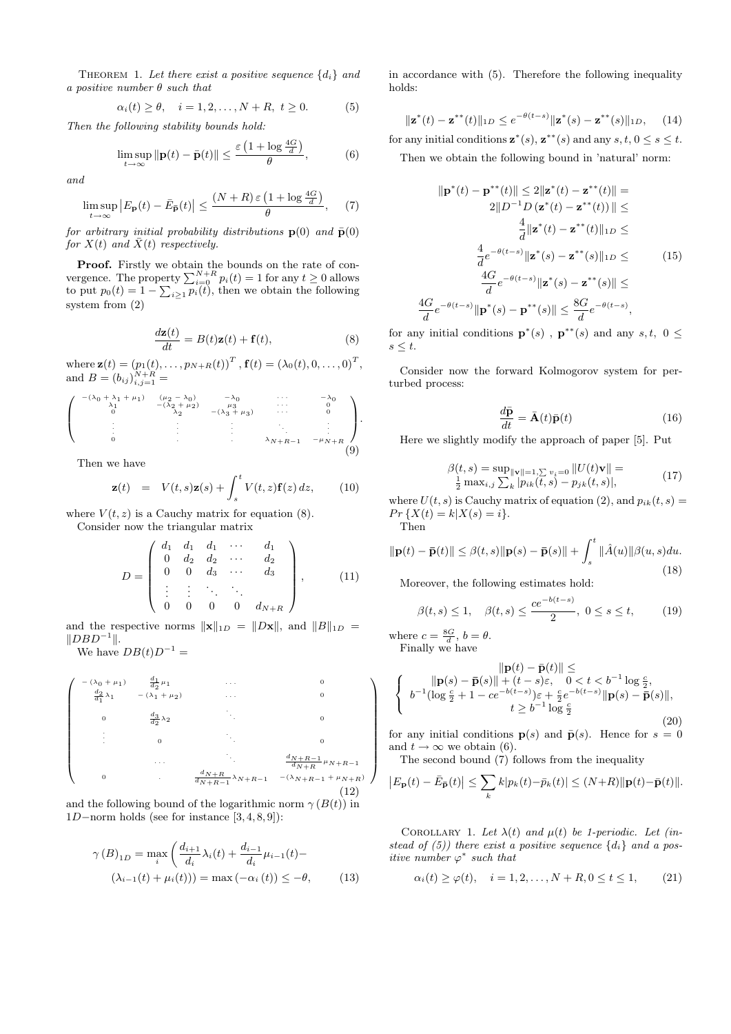THEOREM 1. *Let there exist a positive sequence $\{d_i\}$ and a positive number $\theta$ such that*

$$\alpha_i(t) \geq \theta, \quad i = 1, 2, \ldots, N+R, \ t \geq 0. \tag{5}$$

*Then the following stability bounds hold:*

$$\limsup_{t\to\infty} \|\mathbf{p}(t) - \bar{\mathbf{p}}(t)\| \leq \frac{\varepsilon\left(1 + \log\frac{4G}{d}\right)}{\theta}, \tag{6}$$

*and*

$$\limsup_{t\to\infty} \left|E_{\mathbf{p}}(t) - \bar{E}_{\bar{\mathbf{p}}}(t)\right| \leq \frac{(N+R)\,\varepsilon\left(1 + \log\frac{4G}{d}\right)}{\theta}, \tag{7}$$

*for arbitrary initial probability distributions $\mathbf{p}(0)$ and $\bar{\mathbf{p}}(0)$ for $X(t)$ and $\bar{X}(t)$ respectively.*

**Proof.** Firstly we obtain the bounds on the rate of convergence. The property $\sum_{i=0}^{N+R} p_i(t) = 1$ for any $t \geq 0$ allows to put $p_0(t) = 1 - \sum_{i\geq 1} p_i(t)$, then we obtain the following system from (2)

$$\frac{d\mathbf{z}(t)}{dt} = B(t)\mathbf{z}(t) + \mathbf{f}(t), \tag{8}$$

where $\mathbf{z}(t) = (p_1(t), \ldots, p_{N+R}(t))^T$, $\mathbf{f}(t) = (\lambda_0(t), 0, \ldots, 0)^T$, and $B = (b_{ij})_{i,j=1}^{N+R} =$

$$\begin{pmatrix} -(\lambda_0+\lambda_1+\mu_1) & (\mu_2-\lambda_0) & -\lambda_0 & \cdots & -\lambda_0 \\ \lambda_1 & -(\lambda_2+\mu_2) & \mu_3 & \cdots & 0 \\ 0 & \lambda_2 & -(\lambda_3+\mu_3) & \cdots & 0 \\ \vdots & \vdots & \vdots & \ddots & \vdots \\ 0 & \cdot & \cdot & \lambda_{N+R-1} & -\mu_{N+R} \end{pmatrix}. \tag{9}$$

Then we have

$$\mathbf{z}(t) \;=\; V(t,s)\mathbf{z}(s) + \int_s^t V(t,z)\mathbf{f}(z)\,dz, \tag{10}$$

where $V(t,s)$ is a Cauchy matrix for equation (8).

Consider now the triangular matrix

$$D = \begin{pmatrix} d_1 & d_1 & d_1 & \cdots & d_1 \\ 0 & d_2 & d_2 & \cdots & d_2 \\ 0 & 0 & d_3 & \cdots & d_3 \\ \vdots & \vdots & \ddots & \ddots & \\ 0 & 0 & 0 & 0 & d_{N+R} \end{pmatrix}, \tag{11}$$

and the respective norms $\|\mathbf{x}\|_{1D} = \|D\mathbf{x}\|$, and $\|B\|_{1D} = \|DBD^{-1}\|$.

We have $DB(t)D^{-1} =$

$$\begin{pmatrix} -(\lambda_0+\mu_1) & \frac{d_1}{d_2}\mu_1 & \cdots & 0 \\ \frac{d_2}{d_1}\lambda_1 & -(\lambda_1+\mu_2) & \cdots & 0 \\ 0 & \frac{d_3}{d_2}\lambda_2 & \ddots & 0 \\ \vdots & 0 & \ddots & 0 \\ & \cdots & \ddots & \frac{d_{N+R-1}}{d_{N+R}}\mu_{N+R-1} \\ 0 & \cdot & \frac{d_{N+R}}{d_{N+R-1}}\lambda_{N+R-1} & -(\lambda_{N+R-1}+\mu_{N+R}) \end{pmatrix} \tag{12}$$

and the following bound of the logarithmic norm $\gamma(B(t))$ in $1D-$norm holds (see for instance [3, 4, 8, 9]):

$$\gamma(B)_{1D} = \max_i \left(\frac{d_{i+1}}{d_i}\lambda_i(t) + \frac{d_{i-1}}{d_i}\mu_{i-1}(t) - (\lambda_{i-1}(t)+\mu_i(t))\right) = \max\left(-\alpha_i(t)\right) \leq -\theta, \tag{13}$$

in accordance with (5). Therefore the following inequality holds:

$$\|\mathbf{z}^*(t) - \mathbf{z}^{**}(t)\|_{1D} \leq e^{-\theta(t-s)}\|\mathbf{z}^*(s) - \mathbf{z}^{**}(s)\|_{1D}, \tag{14}$$

for any initial conditions $\mathbf{z}^*(s), \mathbf{z}^{**}(s)$ and any $s, t$, $0 \leq s \leq t$.

Then we obtain the following bound in 'natural' norm:

$$\begin{aligned} \|\mathbf{p}^*(t) - \mathbf{p}^{**}(t)\| &\leq 2\|\mathbf{z}^*(t) - \mathbf{z}^{**}(t)\| = \\ & 2\|D^{-1}D\left(\mathbf{z}^*(t) - \mathbf{z}^{**}(t)\right)\| \leq \\ & \frac{4}{d}\|\mathbf{z}^*(t) - \mathbf{z}^{**}(t)\|_{1D} \leq \\ & \frac{4}{d}e^{-\theta(t-s)}\|\mathbf{z}^*(s) - \mathbf{z}^{**}(s)\|_{1D} \leq \\ & \frac{4G}{d}e^{-\theta(t-s)}\|\mathbf{z}^*(s) - \mathbf{z}^{**}(s)\| \leq \\ & \frac{4G}{d}e^{-\theta(t-s)}\|\mathbf{p}^*(s) - \mathbf{p}^{**}(s)\| \leq \frac{8G}{d}e^{-\theta(t-s)}, \end{aligned} \tag{15}$$

for any initial conditions $\mathbf{p}^*(s)$ , $\mathbf{p}^{**}(s)$ and any $s, t$, $0 \leq s \leq t$.

Consider now the forward Kolmogorov system for perturbed process:

$$\frac{d\bar{\mathbf{p}}}{dt} = \bar{\mathbf{A}}(t)\bar{\mathbf{p}}(t) \tag{16}$$

Here we slightly modify the approach of paper [5]. Put

$$\beta(t,s) = \sup_{\|\mathbf{v}\|=1, \sum v_i = 0} \|U(t)\mathbf{v}\| = \frac{1}{2}\max_{i,j}\sum_k |p_{ik}(t,s) - p_{jk}(t,s)|, \tag{17}$$

where $U(t,s)$ is Cauchy matrix of equation (2), and $p_{ik}(t,s) = Pr\left\{X(t) = k | X(s) = i\right\}$.

Then

$$\|\mathbf{p}(t) - \bar{\mathbf{p}}(t)\| \leq \beta(t,s)\|\mathbf{p}(s) - \bar{\mathbf{p}}(s)\| + \int_s^t \|\hat{A}(u)\|\beta(u,s)du. \tag{18}$$

Moreover, the following estimates hold:

$$\beta(t,s) \leq 1, \quad \beta(t,s) \leq \frac{ce^{-b(t-s)}}{2}, \ 0 \leq s \leq t, \tag{19}$$

where $c = \frac{8G}{d}$, $b = \theta$.

Finally we have

$$\|\mathbf{p}(t) - \bar{\mathbf{p}}(t)\| \leq \begin{cases} \|\mathbf{p}(s) - \bar{\mathbf{p}}(s)\| + (t-s)\varepsilon, \quad 0 < t < b^{-1}\log\frac{c}{2}, \\ b^{-1}(\log\frac{c}{2} + 1 - ce^{-b(t-s)})\varepsilon + \frac{c}{2}e^{-b(t-s)}\|\mathbf{p}(s) - \bar{\mathbf{p}}(s)\|, \\ \qquad t \geq b^{-1}\log\frac{c}{2} \end{cases} \tag{20}$$

for any initial conditions $\mathbf{p}(s)$ and $\bar{\mathbf{p}}(s)$. Hence for $s = 0$ and $t \to \infty$ we obtain (6).

The second bound (7) follows from the inequality

$$\left|E_{\mathbf{p}}(t) - \bar{E}_{\bar{\mathbf{p}}}(t)\right| \leq \sum_k k|p_k(t) - \bar{p}_k(t)| \leq (N+R)\|\mathbf{p}(t) - \bar{\mathbf{p}}(t)\|.$$

COROLLARY 1. *Let $\lambda(t)$ and $\mu(t)$ be 1-periodic. Let (instead of (5)) there exist a positive sequence $\{d_i\}$ and a positive number $\varphi^*$ such that*

$$\alpha_i(t) \geq \varphi(t), \quad i = 1, 2, \ldots, N+R, 0 \leq t \leq 1, \tag{21}$$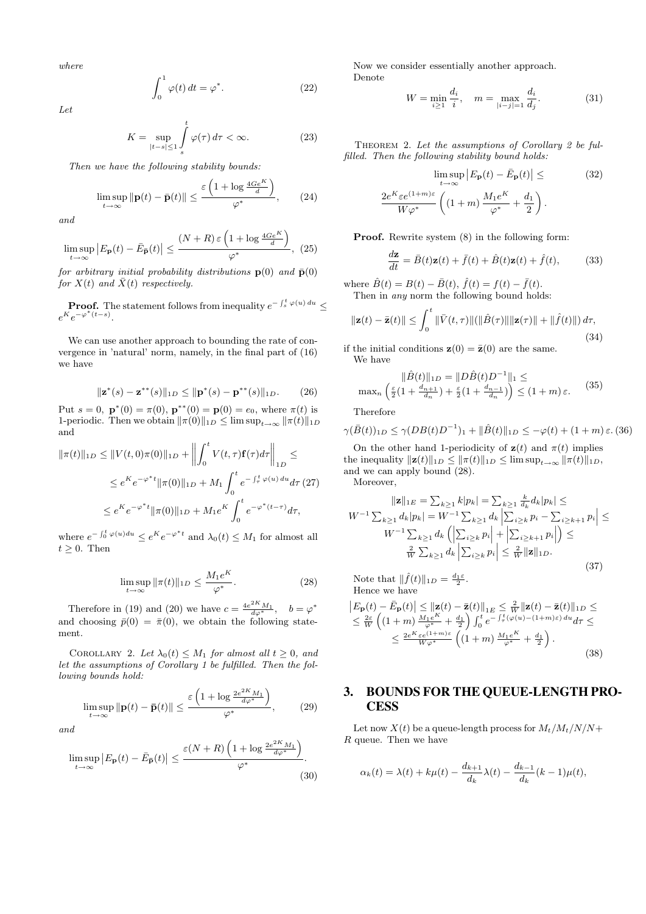*where*

$$\int_0^1 \varphi(t)\, dt = \varphi^*. \tag{22}$$

*Let*

$$K = \sup_{|t-s|\le 1} \int\limits_s^t \varphi(\tau)\, d\tau < \infty. \tag{23}$$

*Then we have the following stability bounds:*

$$\limsup_{t\to\infty} \|\mathbf{p}(t) - \bar{\mathbf{p}}(t)\| \le \frac{\varepsilon\left(1 + \log \frac{4Ge^K}{d}\right)}{\varphi^*}, \tag{24}$$

*and*

$$\limsup_{t\to\infty} \left|E_{\mathbf{p}}(t) - \bar{E}_{\bar{\mathbf{p}}}(t)\right| \le \frac{(N+R)\,\varepsilon\left(1 + \log \frac{4Ge^K}{d}\right)}{\varphi^*}, \tag{25}$$

*for arbitrary initial probability distributions* $\mathbf{p}(0)$ *and* $\bar{\mathbf{p}}(0)$ *for* $X(t)$ *and* $\bar{X}(t)$ *respectively.*

**Proof.** The statement follows from inequality $e^{-\int_s^t \varphi(u)\,du} \le e^K e^{-\varphi^*(t-s)}$.

We can use another approach to bounding the rate of convergence in 'natural' norm, namely, in the final part of (16) we have

$$\|\mathbf{z}^*(s) - \mathbf{z}^{**}(s)\|_{1D} \le \|\mathbf{p}^*(s) - \mathbf{p}^{**}(s)\|_{1D}. \tag{26}$$

Put $s = 0$, $\mathbf{p}^*(0) = \pi(0)$, $\mathbf{p}^{**}(0) = \mathbf{p}(0) = e_0$, where $\pi(t)$ is 1-periodic. Then we obtain $\|\pi(0)\|_{1D} \le \limsup_{t\to\infty} \|\pi(t)\|_{1D}$ and

$$\begin{aligned}\|\pi(t)\|_{1D} &\le \|V(t,0)\pi(0)\|_{1D} + \left\|\int_0^t V(t,\tau)\mathbf{f}(\tau)d\tau\right\|_{1D} \le \\ &\le e^K e^{-\varphi^* t}\|\pi(0)\|_{1D} + M_1 \int_0^t e^{-\int_\tau^t \varphi(u)\,du} d\tau \\ &\le e^K e^{-\varphi^* t}\|\pi(0)\|_{1D} + M_1 e^K \int_0^t e^{-\varphi^*(t-\tau)} d\tau,\end{aligned} \tag{27}$$

where $e^{-\int_0^t \varphi(u)du} \le e^K e^{-\varphi^* t}$ and $\lambda_0(t) \le M_1$ for almost all $t \ge 0$. Then

$$\limsup_{t\to\infty} \|\pi(t)\|_{1D} \le \frac{M_1 e^K}{\varphi^*}. \tag{28}$$

Therefore in (19) and (20) we have $c = \frac{4e^{2K}M_1}{d\varphi^*}$, $\quad b = \varphi^*$ and choosing $\bar{p}(0) = \bar{\pi}(0)$, we obtain the following statement.

Corollary 2. *Let* $\lambda_0(t) \le M_1$ *for almost all* $t \ge 0$*, and let the assumptions of Corollary 1 be fulfilled. Then the following bounds hold:*

$$\limsup_{t\to\infty} \|\mathbf{p}(t) - \bar{\mathbf{p}}(t)\| \le \frac{\varepsilon\left(1 + \log \frac{2e^{2K}M_1}{d\varphi^*}\right)}{\varphi^*}, \tag{29}$$

*and*

$$\limsup_{t\to\infty} \left|E_{\mathbf{p}}(t) - \bar{E}_{\bar{\mathbf{p}}}(t)\right| \le \frac{\varepsilon(N+R)\left(1 + \log \frac{2e^{2K}M_1}{d\varphi^*}\right)}{\varphi^*}. \tag{30}$$

Now we consider essentially another approach. Denote

$$W = \min_{i\ge 1} \frac{d_i}{i}, \quad m = \max_{|i-j|=1} \frac{d_i}{d_j}. \tag{31}$$

Theorem 2. *Let the assumptions of Corollary 2 be fulfilled. Then the following stability bound holds:*

$$\begin{aligned}&\limsup_{t\to\infty} \left|E_{\mathbf{p}}(t) - \bar{E}_{\mathbf{p}}(t)\right| \le \\ &\frac{2e^K \varepsilon e^{(1+m)\varepsilon}}{W\varphi^*}\left((1+m)\frac{M_1 e^K}{\varphi^*} + \frac{d_1}{2}\right).\end{aligned} \tag{32}$$

**Proof.** Rewrite system (8) in the following form:

$$\frac{d\mathbf{z}}{dt} = \bar{B}(t)\mathbf{z}(t) + \bar{f}(t) + \hat{B}(t)\mathbf{z}(t) + \hat{f}(t), \tag{33}$$

where $\hat{B}(t) = B(t) - \bar{B}(t)$, $\hat{f}(t) = f(t) - \bar{f}(t)$.
Then in *any* norm the following bound holds:

$$\|\mathbf{z}(t) - \bar{\mathbf{z}}(t)\| \le \int_0^t \|\bar{V}(t,\tau)\|(\|\hat{B}(\tau)\|\|\mathbf{z}(\tau)\| + \|\hat{f}(t)\|)\, d\tau, \tag{34}$$

if the initial conditions $\mathbf{z}(0) = \bar{\mathbf{z}}(0)$ are the same.
We have

$$\begin{aligned}&\|\hat{B}(t)\|_{1D} = \|D\hat{B}(t)D^{-1}\|_1 \le \\ &\max_n\left(\tfrac{\varepsilon}{2}(1 + \tfrac{d_{n+1}}{d_n}) + \tfrac{\varepsilon}{2}(1 + \tfrac{d_{n-1}}{d_n})\right) \le (1+m)\,\varepsilon.\end{aligned} \tag{35}$$

Therefore

$$\gamma(\bar{B}(t))_{1D} \le \gamma(DB(t)D^{-1})_1 + \|\hat{B}(t)\|_{1D} \le -\varphi(t) + (1+m)\,\varepsilon. \tag{36}$$

On the other hand 1-periodicity of $\mathbf{z}(t)$ and $\pi(t)$ implies the inequality $\|\mathbf{z}(t)\|_{1D} \le \|\pi(t)\|_{1D} \le \limsup_{t\to\infty} \|\pi(t)\|_{1D}$, and we can apply bound (28).
Moreover,

$$\begin{aligned}&\|\mathbf{z}\|_{1E} = \textstyle\sum_{k\ge 1} k|p_k| = \sum_{k\ge 1} \frac{k}{d_k} d_k|p_k| \le \\ &W^{-1}\textstyle\sum_{k\ge 1} d_k|p_k| = W^{-1}\sum_{k\ge 1} d_k\left|\sum_{i\ge k} p_i - \sum_{i\ge k+1} p_i\right| \le \\ &W^{-1}\textstyle\sum_{k\ge 1} d_k\left(\left|\sum_{i\ge k} p_i\right| + \left|\sum_{i\ge k+1} p_i\right|\right) \le \\ &\tfrac{2}{W}\textstyle\sum_{k\ge 1} d_k\left|\sum_{i\ge k} p_i\right| \le \frac{2}{W}\|\mathbf{z}\|_{1D}.\end{aligned} \tag{37}$$

Note that $\|\hat{f}(t)\|_{1D} = \frac{d_1\varepsilon}{2}$.
Hence we have

$$\begin{aligned}&\left|E_{\mathbf{p}}(t) - \bar{E}_{\mathbf{p}}(t)\right| \le \|\mathbf{z}(t) - \bar{\mathbf{z}}(t)\|_{1E} \le \tfrac{2}{W}\|\mathbf{z}(t) - \bar{\mathbf{z}}(t)\|_{1D} \le \\ &\le \tfrac{2\varepsilon}{W}\left((1+m)\tfrac{M_1 e^K}{\varphi^*} + \tfrac{d_1}{2}\right)\int_0^t e^{-\int_\tau^t (\varphi(u) - (1+m)\varepsilon)\,du} d\tau \le \\ &\le \tfrac{2e^K \varepsilon e^{(1+m)\varepsilon}}{W\varphi^*}\left((1+m)\tfrac{M_1 e^K}{\varphi^*} + \tfrac{d_1}{2}\right).\end{aligned} \tag{38}$$

## 3. BOUNDS FOR THE QUEUE-LENGTH PROCESS

Let now $X(t)$ be a queue-length process for $M_t/M_t/N/N+R$ queue. Then we have

$$\alpha_k(t) = \lambda(t) + k\mu(t) - \frac{d_{k+1}}{d_k}\lambda(t) - \frac{d_{k-1}}{d_k}(k-1)\mu(t),$$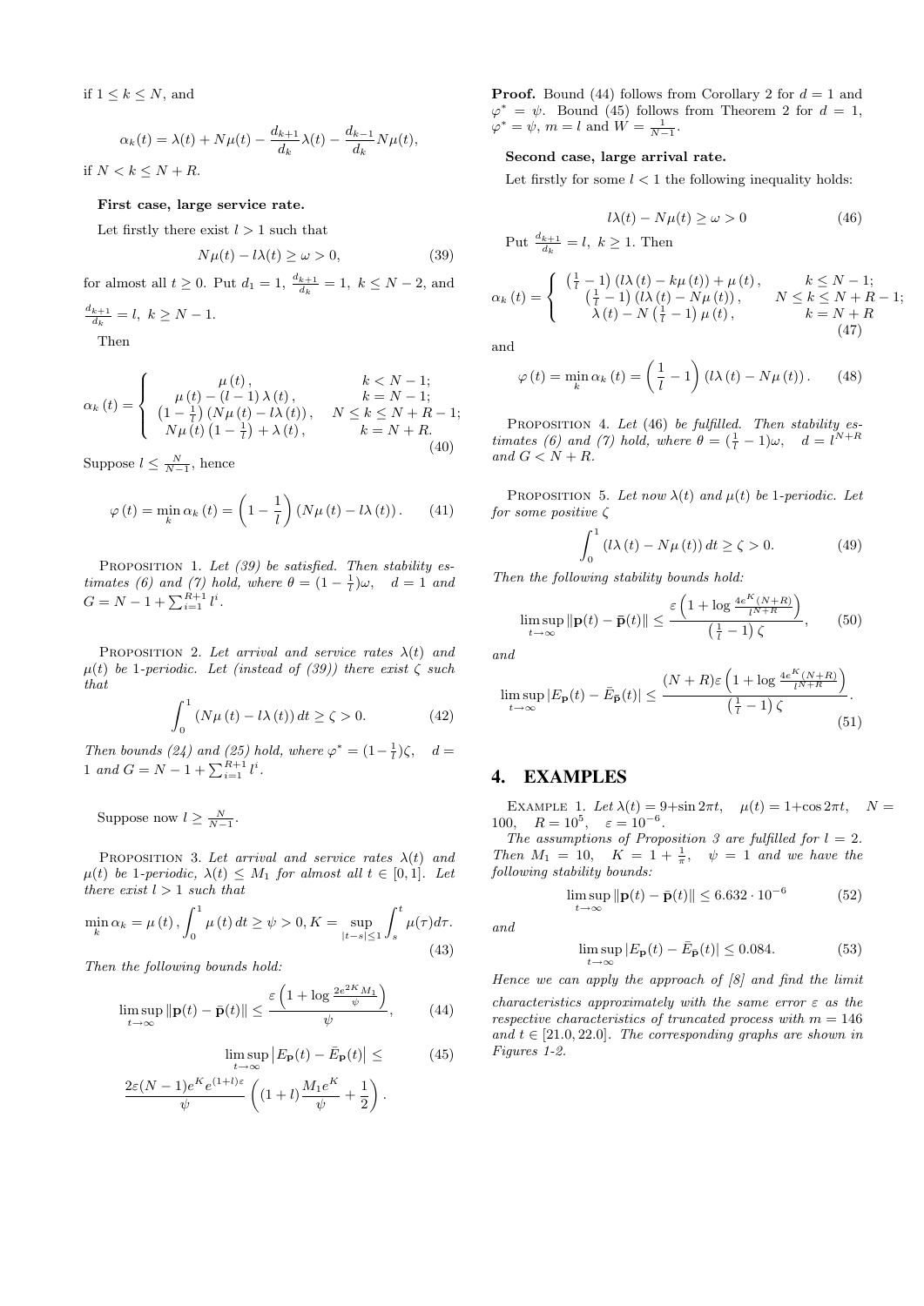if $1 \le k \le N$, and

$$\alpha_k(t) = \lambda(t) + N\mu(t) - \frac{d_{k+1}}{d_k}\lambda(t) - \frac{d_{k-1}}{d_k}N\mu(t),$$

if $N < k \le N+R$.

**First case, large service rate.**

Let firstly there exist $l > 1$ such that

$$N\mu(t) - l\lambda(t) \ge \omega > 0, \tag{39}$$

for almost all $t \ge 0$. Put $d_1 = 1$, $\frac{d_{k+1}}{d_k} = 1$, $k \le N-2$, and $\frac{d_{k+1}}{d_k} = l$, $k \ge N-1$.

Then

$$\alpha_k(t) = \begin{cases} \mu(t), & k < N-1; \\ \mu(t) - (l-1)\lambda(t), & k = N-1; \\ \left(1 - \frac{1}{l}\right)(N\mu(t) - l\lambda(t)), & N \le k \le N+R-1; \\ N\mu(t)\left(1 - \frac{1}{l}\right) + \lambda(t), & k = N+R. \end{cases} \tag{40}$$

Suppose $l \le \frac{N}{N-1}$, hence

$$\varphi(t) = \min_k \alpha_k(t) = \left(1 - \frac{1}{l}\right)(N\mu(t) - l\lambda(t)). \tag{41}$$

Proposition 1. *Let (39) be satisfied. Then stability estimates (6) and (7) hold, where $\theta = (1 - \frac{1}{l})\omega$, $d = 1$ and $G = N - 1 + \sum_{i=1}^{R+1} l^i$.*

Proposition 2. *Let arrival and service rates $\lambda(t)$ and $\mu(t)$ be 1-periodic. Let (instead of (39)) there exist $\zeta$ such that*

$$\int_0^1 (N\mu(t) - l\lambda(t))\,dt \ge \zeta > 0. \tag{42}$$

*Then bounds (24) and (25) hold, where $\varphi^* = (1 - \frac{1}{l})\zeta$, $d = 1$ and $G = N - 1 + \sum_{i=1}^{R+1} l^i$.*

Suppose now $l \ge \frac{N}{N-1}$.

Proposition 3. *Let arrival and service rates $\lambda(t)$ and $\mu(t)$ be 1-periodic, $\lambda(t) \le M_1$ for almost all $t \in [0,1]$. Let there exist $l > 1$ such that*

$$\min_k \alpha_k = \mu(t), \int_0^1 \mu(t)\,dt \ge \psi > 0, K = \sup_{|t-s| \le 1} \int_s^t \mu(\tau)d\tau. \tag{43}$$

*Then the following bounds hold:*

$$\limsup_{t\to\infty} \|\mathbf{p}(t) - \bar{\mathbf{p}}(t)\| \le \frac{\varepsilon\left(1 + \log\frac{2e^{2K}M_1}{\psi}\right)}{\psi}, \tag{44}$$

$$\limsup_{t\to\infty} \left|E_{\mathbf{p}}(t) - \bar{E}_{\mathbf{p}}(t)\right| \le \tag{45}$$

$$\frac{2\varepsilon(N-1)e^K e^{(1+l)\varepsilon}}{\psi}\left((1+l)\frac{M_1 e^K}{\psi} + \frac{1}{2}\right).$$

**Proof.** Bound (44) follows from Corollary 2 for $d = 1$ and $\varphi^* = \psi$. Bound (45) follows from Theorem 2 for $d = 1$, $\varphi^* = \psi$, $m = l$ and $W = \frac{1}{N-1}$.

**Second case, large arrival rate.**

Let firstly for some $l < 1$ the following inequality holds:

$$l\lambda(t) - N\mu(t) \ge \omega > 0 \tag{46}$$

Put $\frac{d_{k+1}}{d_k} = l$, $k \ge 1$. Then

$$\alpha_k(t) = \begin{cases} \left(\frac{1}{l} - 1\right)(l\lambda(t) - k\mu(t)) + \mu(t), & k \le N-1; \\ \left(\frac{1}{l} - 1\right)(l\lambda(t) - N\mu(t)), & N \le k \le N+R-1; \\ \lambda(t) - N\left(\frac{1}{l} - 1\right)\mu(t), & k = N+R \end{cases} \tag{47}$$

and

$$\varphi(t) = \min_k \alpha_k(t) = \left(\frac{1}{l} - 1\right)(l\lambda(t) - N\mu(t)). \tag{48}$$

Proposition 4. *Let (46) be fulfilled. Then stability estimates (6) and (7) hold, where $\theta = (\frac{1}{l} - 1)\omega$, $d = l^{N+R}$ and $G < N + R$.*

Proposition 5. *Let now $\lambda(t)$ and $\mu(t)$ be 1-periodic. Let for some positive $\zeta$*

$$\int_0^1 (l\lambda(t) - N\mu(t))\,dt \ge \zeta > 0. \tag{49}$$

*Then the following stability bounds hold:*

$$\limsup_{t\to\infty} \|\mathbf{p}(t) - \bar{\mathbf{p}}(t)\| \le \frac{\varepsilon\left(1 + \log\frac{4e^K(N+R)}{l^{N+R}}\right)}{\left(\frac{1}{l} - 1\right)\zeta}, \tag{50}$$

*and*

$$\limsup_{t\to\infty} |E_{\mathbf{p}}(t) - \bar{E}_{\bar{\mathbf{p}}}(t)| \le \frac{(N+R)\varepsilon\left(1 + \log\frac{4e^K(N+R)}{l^{N+R}}\right)}{\left(\frac{1}{l} - 1\right)\zeta}. \tag{51}$$

## 4. EXAMPLES

Example 1. *Let $\lambda(t) = 9 + \sin 2\pi t$, $\mu(t) = 1 + \cos 2\pi t$, $N = 100$, $R = 10^5$, $\varepsilon = 10^{-6}$.*

*The assumptions of Proposition 3 are fulfilled for $l = 2$. Then $M_1 = 10$, $K = 1 + \frac{1}{\pi}$, $\psi = 1$ and we have the following stability bounds:*

$$\limsup_{t\to\infty} \|\mathbf{p}(t) - \bar{\mathbf{p}}(t)\| \le 6.632 \cdot 10^{-6} \tag{52}$$

*and*

$$\limsup_{t\to\infty} |E_{\mathbf{p}}(t) - \bar{E}_{\bar{\mathbf{p}}}(t)| \le 0.084. \tag{53}$$

*Hence we can apply the approach of [8] and find the limit characteristics approximately with the same error $\varepsilon$ as the respective characteristics of truncated process with $m = 146$ and $t \in [21.0, 22.0]$. The corresponding graphs are shown in Figures 1-2.*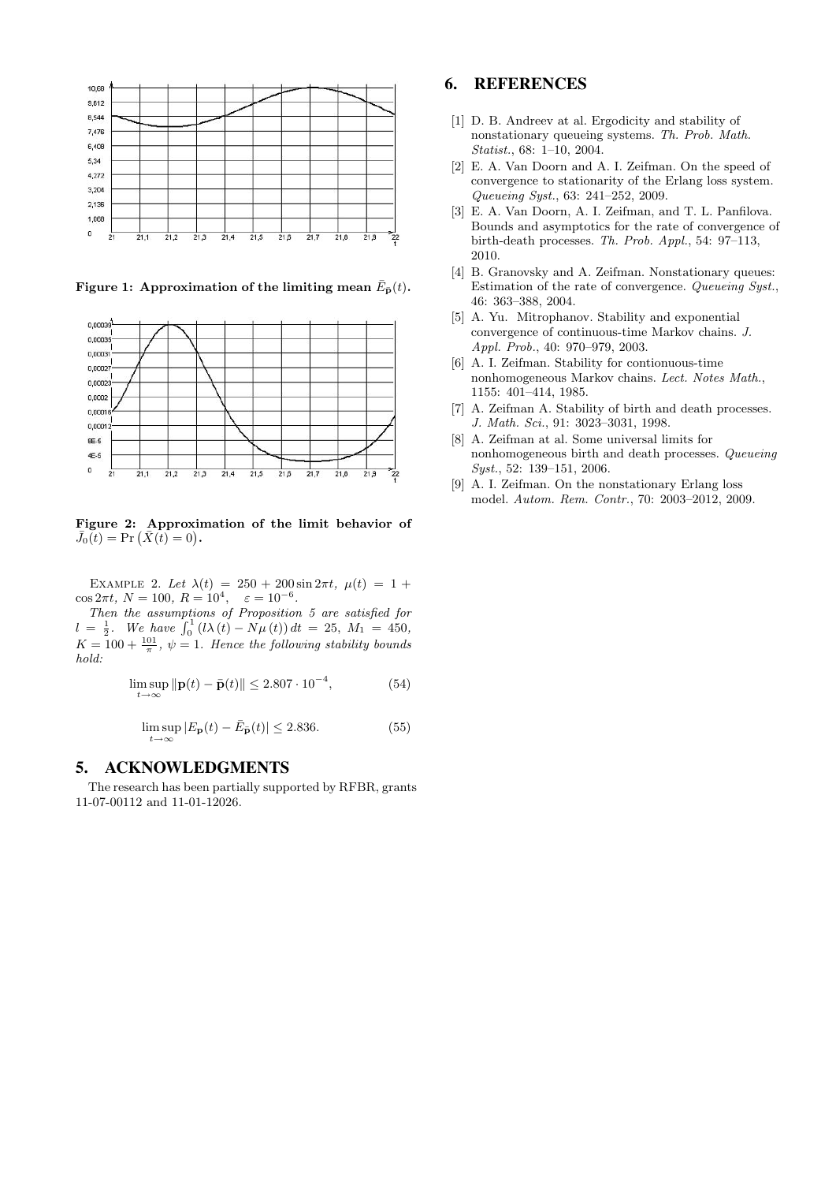10,68
9,612
8,544
7,476
6,408
5,34
4,272
3,204
2,136
1,068
0
21 21,1 21,2 21,3 21,4 21,5 21,6 21,7 21,8 21,9 22
t

**Figure 1: Approximation of the limiting mean $\bar{E}_{\bar{\mathbf{p}}}(t)$.**

0,00039
0,00035
0,00031
0,00027
0,00023
0,0002
0,00016
0,00012
8E-5
4E-5
0
21 21,1 21,2 21,3 21,4 21,5 21,6 21,7 21,8 21,9 22
t

**Figure 2: Approximation of the limit behavior of $\bar{J}_0(t) = \Pr\left(\bar{X}(t) = 0\right)$.**

EXAMPLE 2. *Let $\lambda(t) = 250 + 200 \sin 2\pi t$, $\mu(t) = 1 + \cos 2\pi t$, $N = 100$, $R = 10^4$, $\varepsilon = 10^{-6}$.*

*Then the assumptions of Proposition 5 are satisfied for $l = \frac{1}{2}$. We have $\int_0^1 (l\lambda(t) - N\mu(t))\, dt = 25$, $M_1 = 450$, $K = 100 + \frac{101}{\pi}$, $\psi = 1$. Hence the following stability bounds hold:*

$$\limsup_{t\to\infty} \|\mathbf{p}(t) - \bar{\mathbf{p}}(t)\| \leq 2.807 \cdot 10^{-4}, \tag{54}$$

$$\limsup_{t\to\infty} |E_{\mathbf{p}}(t) - \bar{E}_{\bar{\mathbf{p}}}(t)| \leq 2.836. \tag{55}$$

## 5. ACKNOWLEDGMENTS

The research has been partially supported by RFBR, grants 11-07-00112 and 11-01-12026.

## 6. REFERENCES

[1] D. B. Andreev at al. Ergodicity and stability of nonstationary queueing systems. *Th. Prob. Math. Statist.*, 68: 1–10, 2004.

[2] E. A. Van Doorn and A. I. Zeifman. On the speed of convergence to stationarity of the Erlang loss system. *Queueing Syst.*, 63: 241–252, 2009.

[3] E. A. Van Doorn, A. I. Zeifman, and T. L. Panfilova. Bounds and asymptotics for the rate of convergence of birth-death processes. *Th. Prob. Appl.*, 54: 97–113, 2010.

[4] B. Granovsky and A. Zeifman. Nonstationary queues: Estimation of the rate of convergence. *Queueing Syst.*, 46: 363–388, 2004.

[5] A. Yu. Mitrophanov. Stability and exponential convergence of continuous-time Markov chains. *J. Appl. Prob.*, 40: 970–979, 2003.

[6] A. I. Zeifman. Stability for contionuous-time nonhomogeneous Markov chains. *Lect. Notes Math.*, 1155: 401–414, 1985.

[7] A. Zeifman A. Stability of birth and death processes. *J. Math. Sci.*, 91: 3023–3031, 1998.

[8] A. Zeifman at al. Some universal limits for nonhomogeneous birth and death processes. *Queueing Syst.*, 52: 139–151, 2006.

[9] A. I. Zeifman. On the nonstationary Erlang loss model. *Autom. Rem. Contr.*, 70: 2003–2012, 2009.